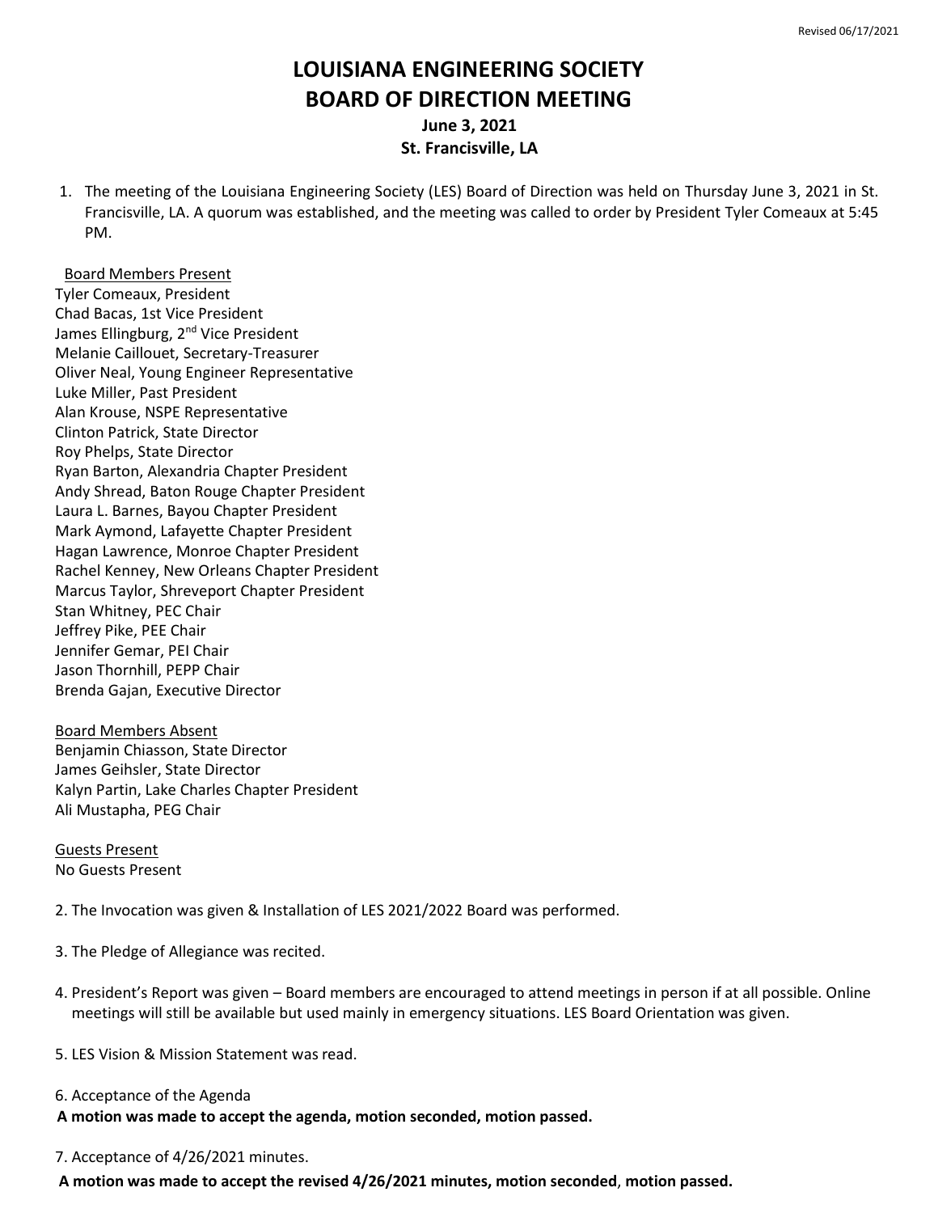Revised 06/17/2021

# LOUISIANA ENGINEERING SOCIETY
# BOARD OF DIRECTION MEETING

**June 3, 2021**
**St. Francisville, LA**

1. The meeting of the Louisiana Engineering Society (LES) Board of Direction was held on Thursday June 3, 2021 in St. Francisville, LA. A quorum was established, and the meeting was called to order by President Tyler Comeaux at 5:45 PM.

Board Members Present
Tyler Comeaux, President
Chad Bacas, 1st Vice President
James Ellingburg, 2nd Vice President
Melanie Caillouet, Secretary-Treasurer
Oliver Neal, Young Engineer Representative
Luke Miller, Past President
Alan Krouse, NSPE Representative
Clinton Patrick, State Director
Roy Phelps, State Director
Ryan Barton, Alexandria Chapter President
Andy Shread, Baton Rouge Chapter President
Laura L. Barnes, Bayou Chapter President
Mark Aymond, Lafayette Chapter President
Hagan Lawrence, Monroe Chapter President
Rachel Kenney, New Orleans Chapter President
Marcus Taylor, Shreveport Chapter President
Stan Whitney, PEC Chair
Jeffrey Pike, PEE Chair
Jennifer Gemar, PEI Chair
Jason Thornhill, PEPP Chair
Brenda Gajan, Executive Director

Board Members Absent
Benjamin Chiasson, State Director
James Geihsler, State Director
Kalyn Partin, Lake Charles Chapter President
Ali Mustapha, PEG Chair

Guests Present
No Guests Present

2. The Invocation was given & Installation of LES 2021/2022 Board was performed.

3. The Pledge of Allegiance was recited.

4. President's Report was given – Board members are encouraged to attend meetings in person if at all possible. Online meetings will still be available but used mainly in emergency situations. LES Board Orientation was given.

5. LES Vision & Mission Statement was read.

6. Acceptance of the Agenda
**A motion was made to accept the agenda, motion seconded, motion passed.**

7. Acceptance of 4/26/2021 minutes.
**A motion was made to accept the revised 4/26/2021 minutes, motion seconded, motion passed.**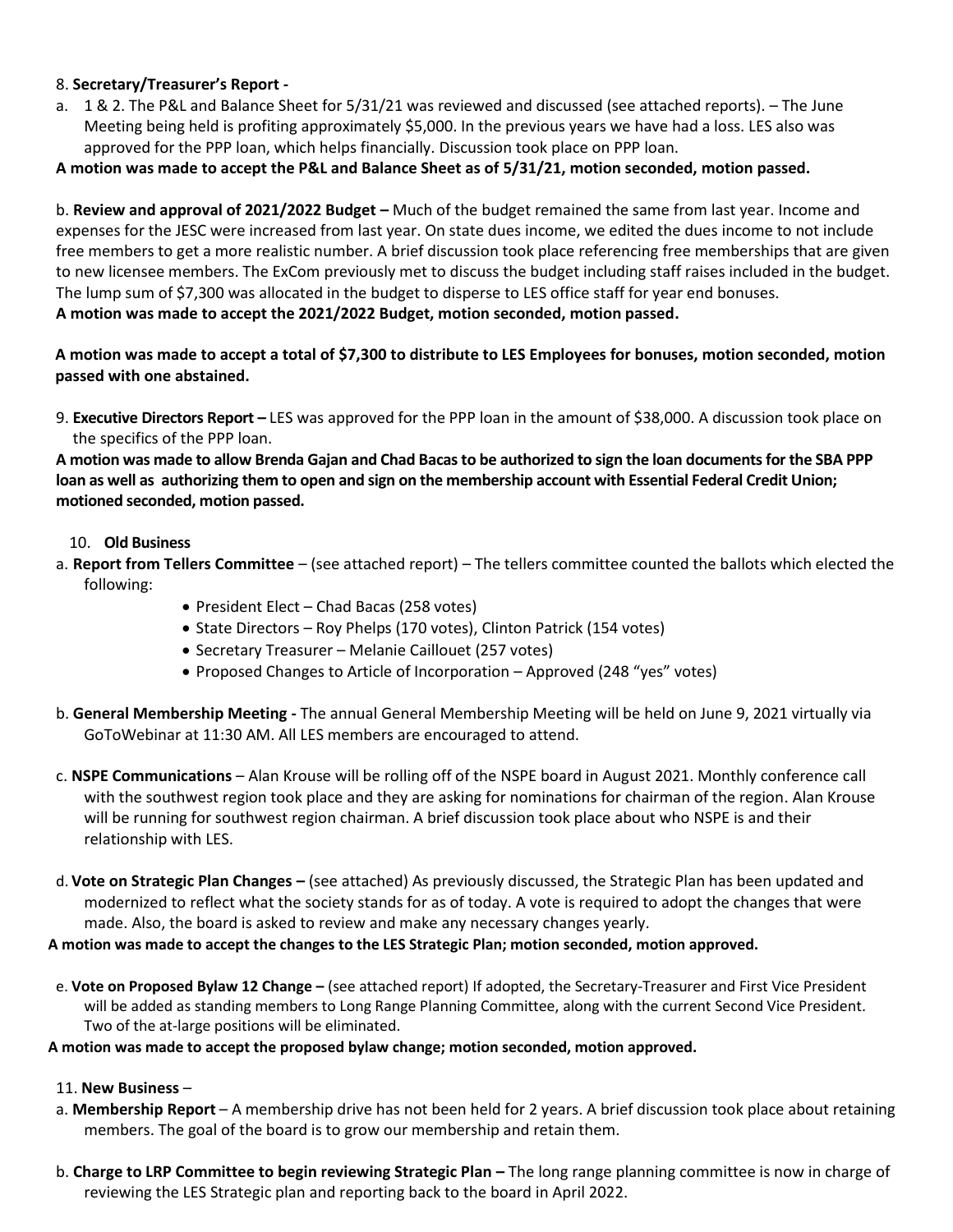8. **Secretary/Treasurer's Report -**

a. 1 & 2. The P&L and Balance Sheet for 5/31/21 was reviewed and discussed (see attached reports). – The June Meeting being held is profiting approximately $5,000. In the previous years we have had a loss. LES also was approved for the PPP loan, which helps financially. Discussion took place on PPP loan.

**A motion was made to accept the P&L and Balance Sheet as of 5/31/21, motion seconded, motion passed.**

b. **Review and approval of 2021/2022 Budget –** Much of the budget remained the same from last year. Income and expenses for the JESC were increased from last year. On state dues income, we edited the dues income to not include free members to get a more realistic number. A brief discussion took place referencing free memberships that are given to new licensee members. The ExCom previously met to discuss the budget including staff raises included in the budget. The lump sum of $7,300 was allocated in the budget to disperse to LES office staff for year end bonuses.

**A motion was made to accept the 2021/2022 Budget, motion seconded, motion passed.**

**A motion was made to accept a total of $7,300 to distribute to LES Employees for bonuses, motion seconded, motion passed with one abstained.**

9. **Executive Directors Report –** LES was approved for the PPP loan in the amount of $38,000. A discussion took place on the specifics of the PPP loan.

**A motion was made to allow Brenda Gajan and Chad Bacas to be authorized to sign the loan documents for the SBA PPP loan as well as authorizing them to open and sign on the membership account with Essential Federal Credit Union; motioned seconded, motion passed.**

10. **Old Business**

a. **Report from Tellers Committee** – (see attached report) – The tellers committee counted the ballots which elected the following:

- President Elect – Chad Bacas (258 votes)
- State Directors – Roy Phelps (170 votes), Clinton Patrick (154 votes)
- Secretary Treasurer – Melanie Caillouet (257 votes)
- Proposed Changes to Article of Incorporation – Approved (248 "yes" votes)

b. **General Membership Meeting -** The annual General Membership Meeting will be held on June 9, 2021 virtually via GoToWebinar at 11:30 AM. All LES members are encouraged to attend.

c. **NSPE Communications** – Alan Krouse will be rolling off of the NSPE board in August 2021. Monthly conference call with the southwest region took place and they are asking for nominations for chairman of the region. Alan Krouse will be running for southwest region chairman. A brief discussion took place about who NSPE is and their relationship with LES.

d. **Vote on Strategic Plan Changes –** (see attached) As previously discussed, the Strategic Plan has been updated and modernized to reflect what the society stands for as of today. A vote is required to adopt the changes that were made. Also, the board is asked to review and make any necessary changes yearly.

**A motion was made to accept the changes to the LES Strategic Plan; motion seconded, motion approved.**

e. **Vote on Proposed Bylaw 12 Change –** (see attached report) If adopted, the Secretary-Treasurer and First Vice President will be added as standing members to Long Range Planning Committee, along with the current Second Vice President. Two of the at-large positions will be eliminated.

**A motion was made to accept the proposed bylaw change; motion seconded, motion approved.**

11. **New Business** –

a. **Membership Report** – A membership drive has not been held for 2 years. A brief discussion took place about retaining members. The goal of the board is to grow our membership and retain them.

b. **Charge to LRP Committee to begin reviewing Strategic Plan –** The long range planning committee is now in charge of reviewing the LES Strategic plan and reporting back to the board in April 2022.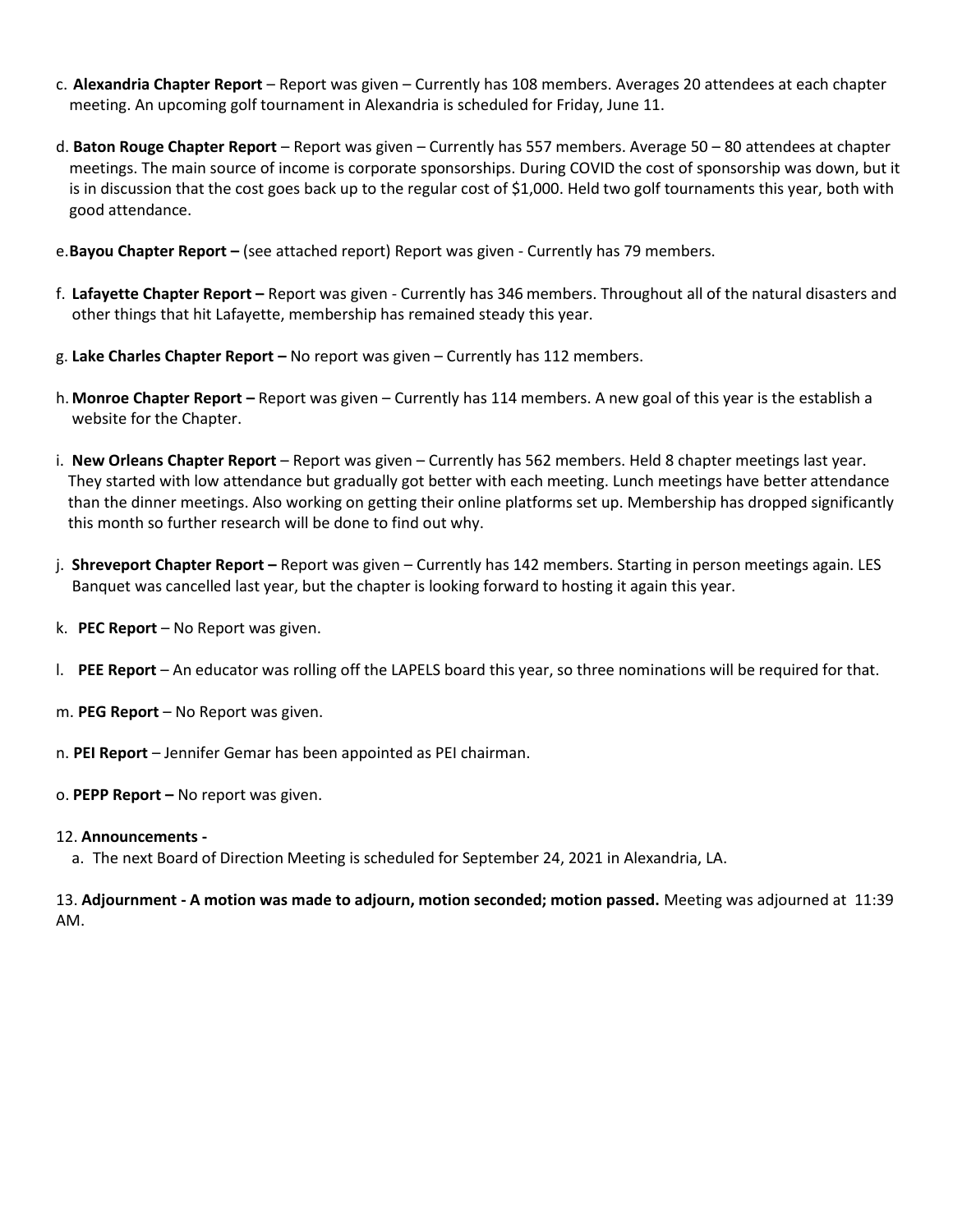c. **Alexandria Chapter Report** – Report was given – Currently has 108 members. Averages 20 attendees at each chapter meeting. An upcoming golf tournament in Alexandria is scheduled for Friday, June 11.

d. **Baton Rouge Chapter Report** – Report was given – Currently has 557 members. Average 50 – 80 attendees at chapter meetings. The main source of income is corporate sponsorships. During COVID the cost of sponsorship was down, but it is in discussion that the cost goes back up to the regular cost of $1,000. Held two golf tournaments this year, both with good attendance.

e. **Bayou Chapter Report –** (see attached report) Report was given - Currently has 79 members.

f. **Lafayette Chapter Report –** Report was given - Currently has 346 members. Throughout all of the natural disasters and other things that hit Lafayette, membership has remained steady this year.

g. **Lake Charles Chapter Report –** No report was given – Currently has 112 members.

h. **Monroe Chapter Report –** Report was given – Currently has 114 members. A new goal of this year is the establish a website for the Chapter.

i. **New Orleans Chapter Report** – Report was given – Currently has 562 members. Held 8 chapter meetings last year. They started with low attendance but gradually got better with each meeting. Lunch meetings have better attendance than the dinner meetings. Also working on getting their online platforms set up. Membership has dropped significantly this month so further research will be done to find out why.

j. **Shreveport Chapter Report –** Report was given – Currently has 142 members. Starting in person meetings again. LES Banquet was cancelled last year, but the chapter is looking forward to hosting it again this year.

k. **PEC Report** – No Report was given.

l. **PEE Report** – An educator was rolling off the LAPELS board this year, so three nominations will be required for that.

m. **PEG Report** – No Report was given.

n. **PEI Report** – Jennifer Gemar has been appointed as PEI chairman.

o. **PEPP Report –** No report was given.

12. **Announcements -**

a. The next Board of Direction Meeting is scheduled for September 24, 2021 in Alexandria, LA.

13. **Adjournment - A motion was made to adjourn, motion seconded; motion passed.** Meeting was adjourned at 11:39 AM.